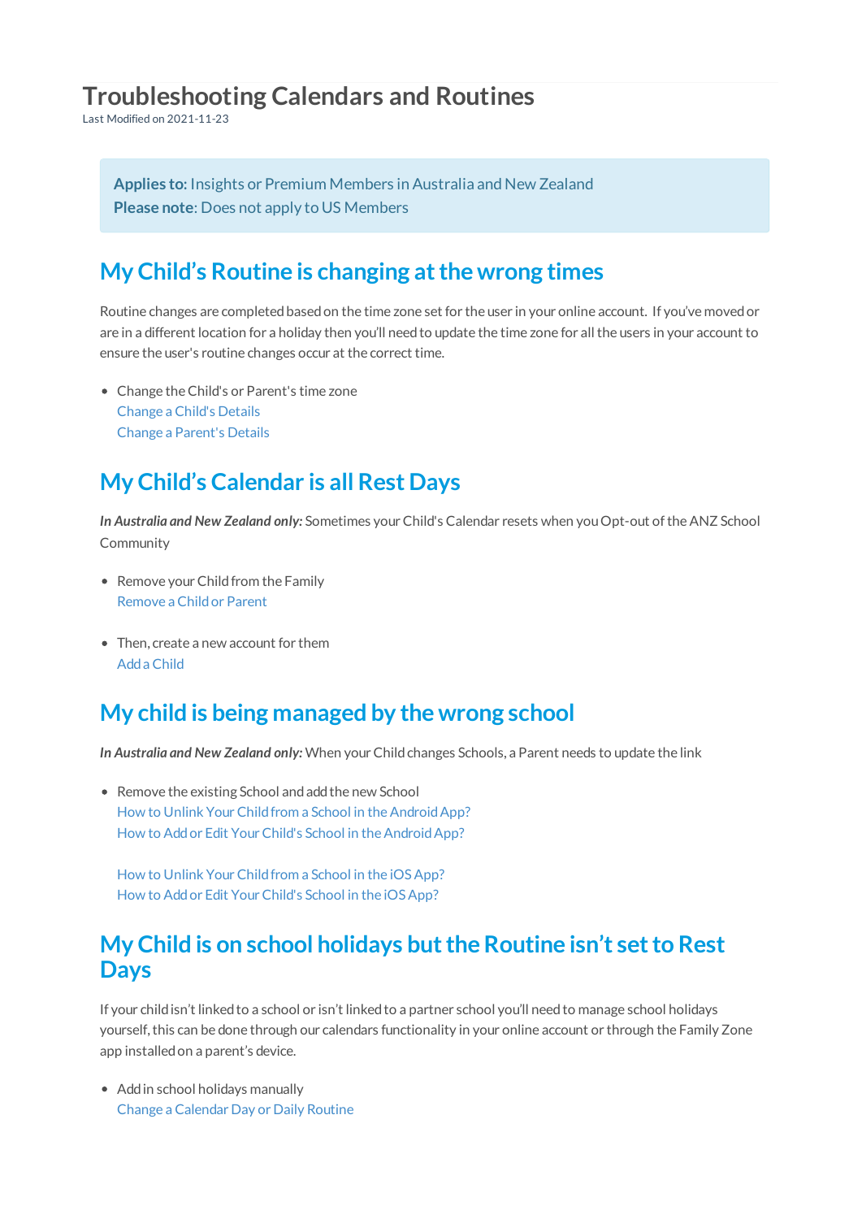# Troubleshooting Calendars and Routines

Last Modified on 2021-11-23

**Applies to:** Insights or Premium Members in Australia and New Zealand
**Please note**: Does not apply to US Members

## My Child's Routine is changing at the wrong times

Routine changes are completed based on the time zone set for the user in your online account. If you've moved or are in a different location for a holiday then you'll need to update the time zone for all the users in your account to ensure the user's routine changes occur at the correct time.

- Change the Child's or Parent's time zone
  Change a Child's Details
  Change a Parent's Details

## My Child's Calendar is all Rest Days

***In Australia and New Zealand only:*** Sometimes your Child's Calendar resets when you Opt-out of the ANZ School Community

- Remove your Child from the Family
  Remove a Child or Parent

- Then, create a new account for them
  Add a Child

## My child is being managed by the wrong school

***In Australia and New Zealand only:*** When your Child changes Schools, a Parent needs to update the link

- Remove the existing School and add the new School
  How to Unlink Your Child from a School in the Android App?
  How to Add or Edit Your Child's School in the Android App?

  How to Unlink Your Child from a School in the iOS App?
  How to Add or Edit Your Child's School in the iOS App?

## My Child is on school holidays but the Routine isn't set to Rest Days

If your child isn't linked to a school or isn't linked to a partner school you'll need to manage school holidays yourself, this can be done through our calendars functionality in your online account or through the Family Zone app installed on a parent's device.

- Add in school holidays manually
  Change a Calendar Day or Daily Routine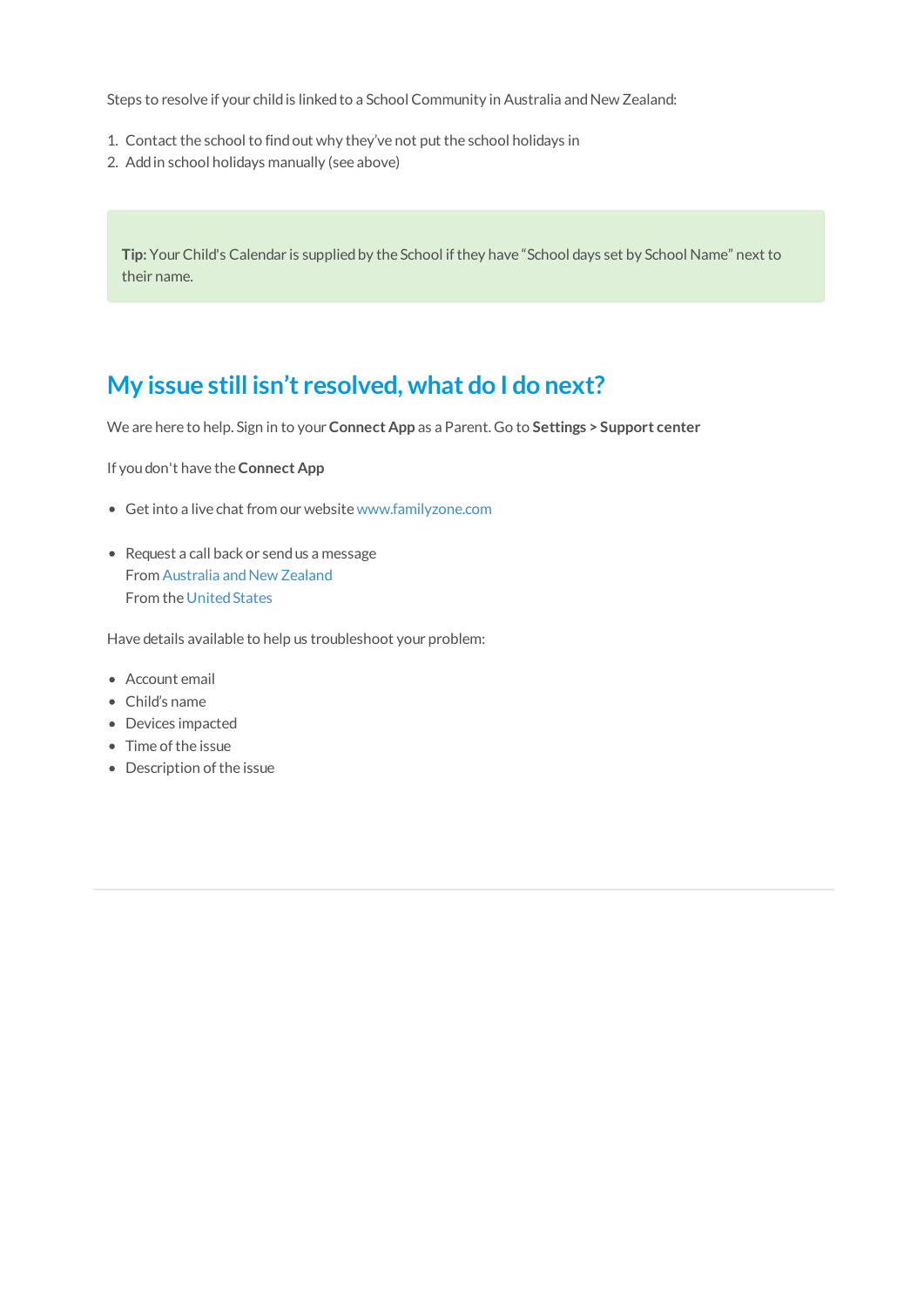Steps to resolve if your child is linked to a School Community in Australia and New Zealand:

1. Contact the school to find out why they've not put the school holidays in
2. Add in school holidays manually (see above)

**Tip:** Your Child's Calendar is supplied by the School if they have "School days set by School Name" next to their name.

## My issue still isn't resolved, what do I do next?

We are here to help. Sign in to your **Connect App** as a Parent. Go to **Settings > Support center**

If you don't have the **Connect App**

- Get into a live chat from our website www.familyzone.com

- Request a call back or send us a message
  From Australia and New Zealand
  From the United States

Have details available to help us troubleshoot your problem:

- Account email
- Child's name
- Devices impacted
- Time of the issue
- Description of the issue